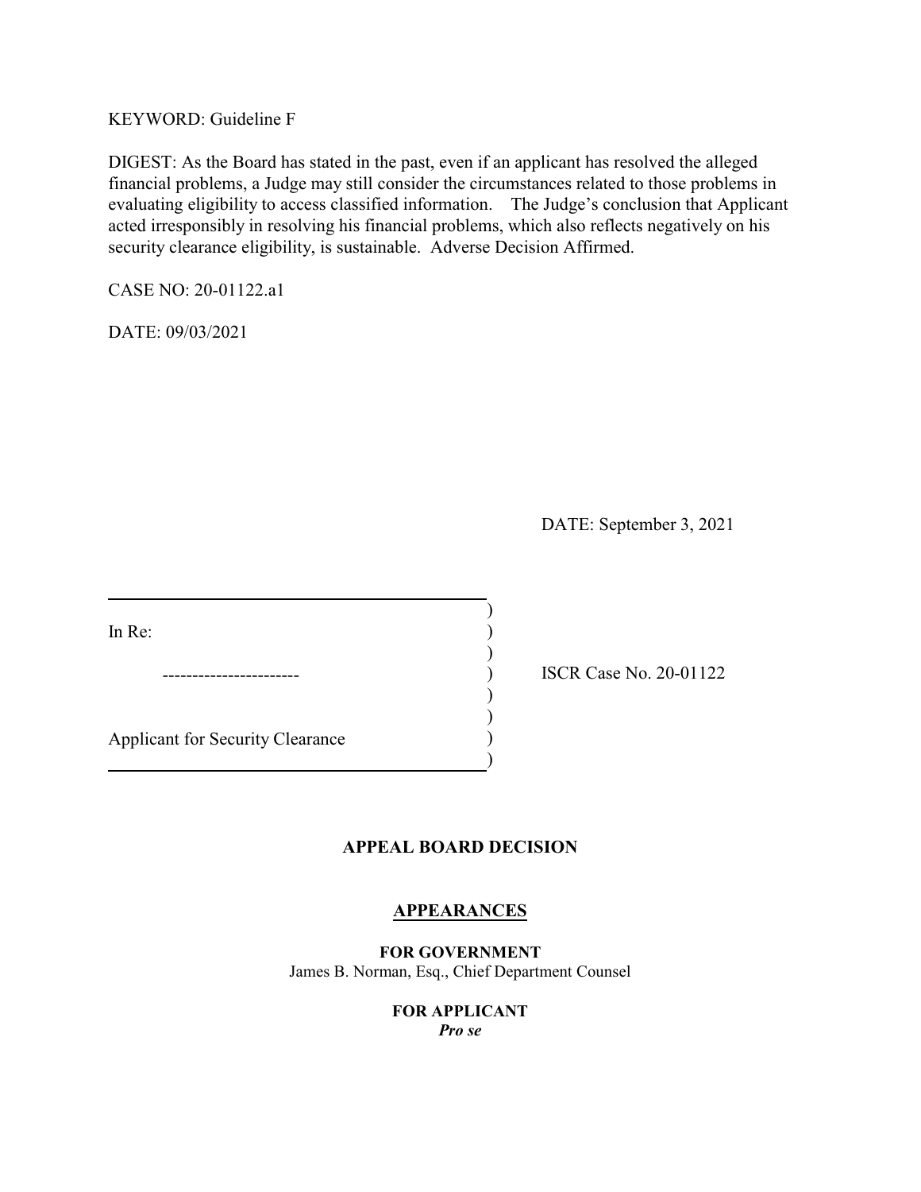KEYWORD: Guideline F

DIGEST: As the Board has stated in the past, even if an applicant has resolved the alleged financial problems, a Judge may still consider the circumstances related to those problems in evaluating eligibility to access classified information. The Judge's conclusion that Applicant acted irresponsibly in resolving his financial problems, which also reflects negatively on his security clearance eligibility, is sustainable. Adverse Decision Affirmed.

CASE NO: 20-01122.a1

DATE: 09/03/2021

DATE: September 3, 2021

| | |
|---|---|
| In Re: | |
| ----------------------- | ISCR Case No. 20-01122 |
| Applicant for Security Clearance | |

## APPEAL BOARD DECISION

### APPEARANCES

**FOR GOVERNMENT**
James B. Norman, Esq., Chief Department Counsel

**FOR APPLICANT**
***Pro se***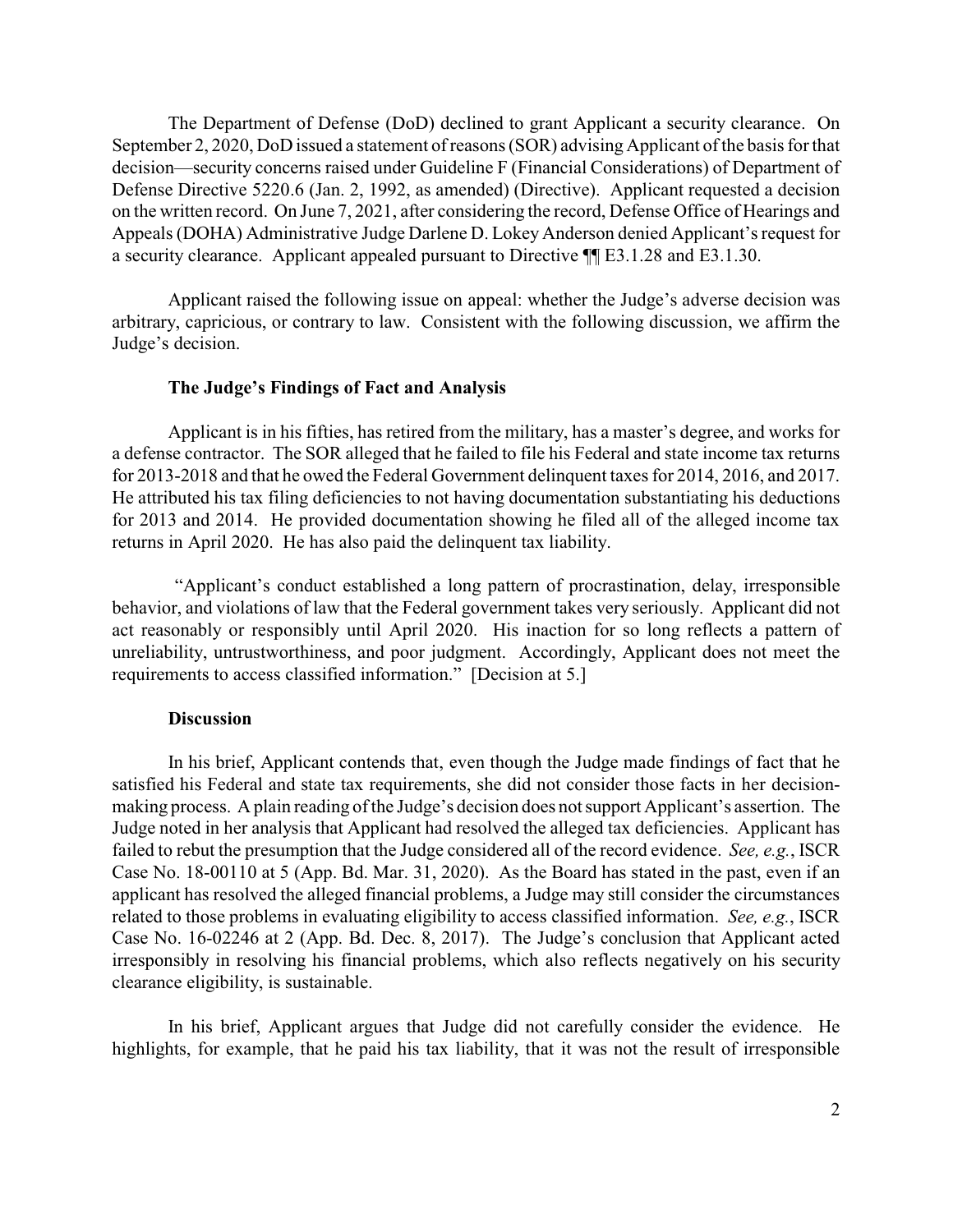The Department of Defense (DoD) declined to grant Applicant a security clearance. On September 2, 2020, DoD issued a statement of reasons (SOR) advising Applicant of the basis for that decision—security concerns raised under Guideline F (Financial Considerations) of Department of Defense Directive 5220.6 (Jan. 2, 1992, as amended) (Directive). Applicant requested a decision on the written record. On June 7, 2021, after considering the record, Defense Office of Hearings and Appeals (DOHA) Administrative Judge Darlene D. Lokey Anderson denied Applicant's request for a security clearance. Applicant appealed pursuant to Directive ¶¶ E3.1.28 and E3.1.30.

Applicant raised the following issue on appeal: whether the Judge's adverse decision was arbitrary, capricious, or contrary to law. Consistent with the following discussion, we affirm the Judge's decision.

### The Judge's Findings of Fact and Analysis

Applicant is in his fifties, has retired from the military, has a master's degree, and works for a defense contractor. The SOR alleged that he failed to file his Federal and state income tax returns for 2013-2018 and that he owed the Federal Government delinquent taxes for 2014, 2016, and 2017. He attributed his tax filing deficiencies to not having documentation substantiating his deductions for 2013 and 2014. He provided documentation showing he filed all of the alleged income tax returns in April 2020. He has also paid the delinquent tax liability.

"Applicant's conduct established a long pattern of procrastination, delay, irresponsible behavior, and violations of law that the Federal government takes very seriously. Applicant did not act reasonably or responsibly until April 2020. His inaction for so long reflects a pattern of unreliability, untrustworthiness, and poor judgment. Accordingly, Applicant does not meet the requirements to access classified information." [Decision at 5.]

### Discussion

In his brief, Applicant contends that, even though the Judge made findings of fact that he satisfied his Federal and state tax requirements, she did not consider those facts in her decision-making process. A plain reading of the Judge's decision does not support Applicant's assertion. The Judge noted in her analysis that Applicant had resolved the alleged tax deficiencies. Applicant has failed to rebut the presumption that the Judge considered all of the record evidence. *See, e.g.*, ISCR Case No. 18-00110 at 5 (App. Bd. Mar. 31, 2020). As the Board has stated in the past, even if an applicant has resolved the alleged financial problems, a Judge may still consider the circumstances related to those problems in evaluating eligibility to access classified information. *See, e.g.*, ISCR Case No. 16-02246 at 2 (App. Bd. Dec. 8, 2017). The Judge's conclusion that Applicant acted irresponsibly in resolving his financial problems, which also reflects negatively on his security clearance eligibility, is sustainable.

In his brief, Applicant argues that Judge did not carefully consider the evidence. He highlights, for example, that he paid his tax liability, that it was not the result of irresponsible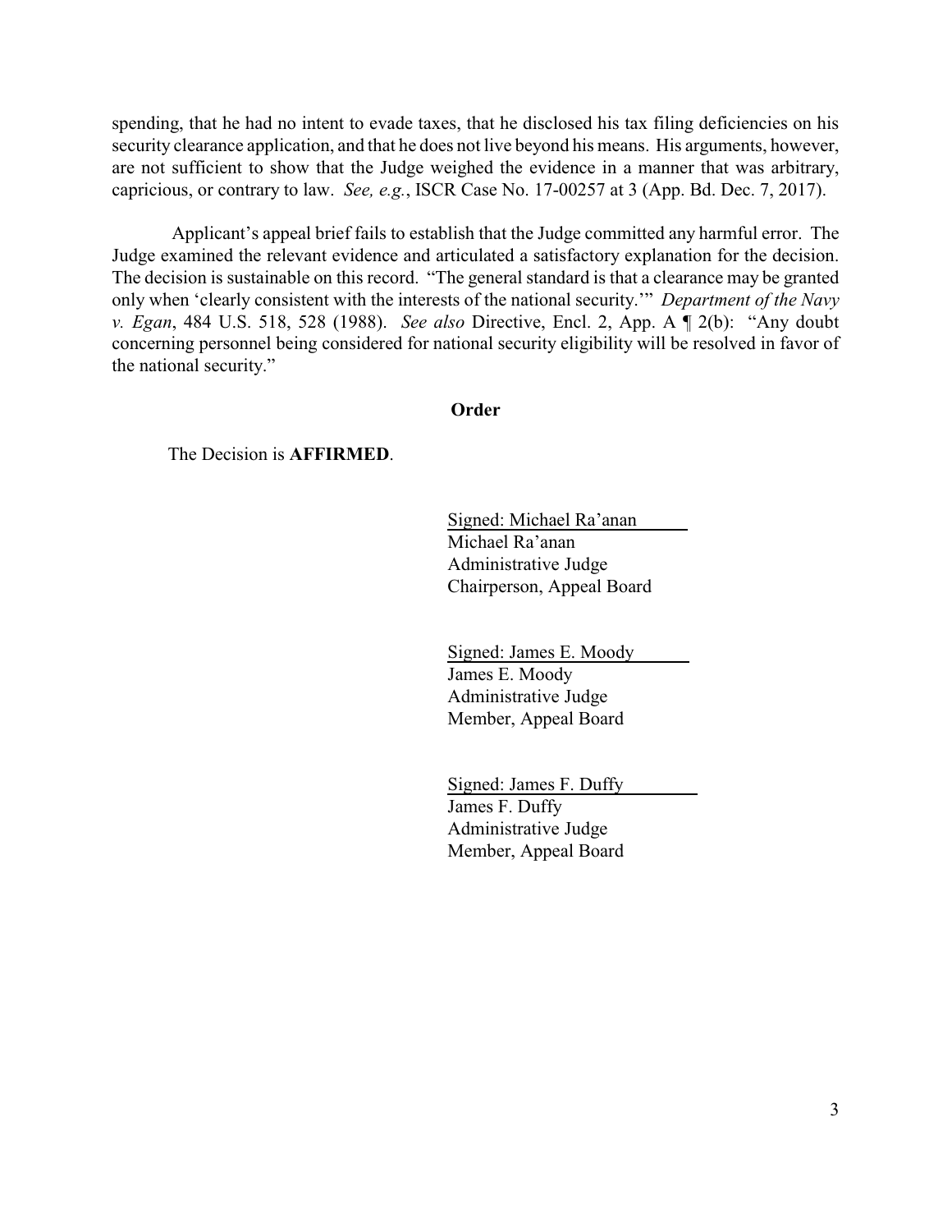spending, that he had no intent to evade taxes, that he disclosed his tax filing deficiencies on his security clearance application, and that he does not live beyond his means. His arguments, however, are not sufficient to show that the Judge weighed the evidence in a manner that was arbitrary, capricious, or contrary to law. *See, e.g.*, ISCR Case No. 17-00257 at 3 (App. Bd. Dec. 7, 2017).

Applicant's appeal brief fails to establish that the Judge committed any harmful error. The Judge examined the relevant evidence and articulated a satisfactory explanation for the decision. The decision is sustainable on this record. "The general standard is that a clearance may be granted only when 'clearly consistent with the interests of the national security.'" *Department of the Navy v. Egan*, 484 U.S. 518, 528 (1988). *See also* Directive, Encl. 2, App. A ¶ 2(b): "Any doubt concerning personnel being considered for national security eligibility will be resolved in favor of the national security."

**Order**

The Decision is **AFFIRMED**.

Signed: Michael Ra'anan
Michael Ra'anan
Administrative Judge
Chairperson, Appeal Board

Signed: James E. Moody
James E. Moody
Administrative Judge
Member, Appeal Board

Signed: James F. Duffy
James F. Duffy
Administrative Judge
Member, Appeal Board